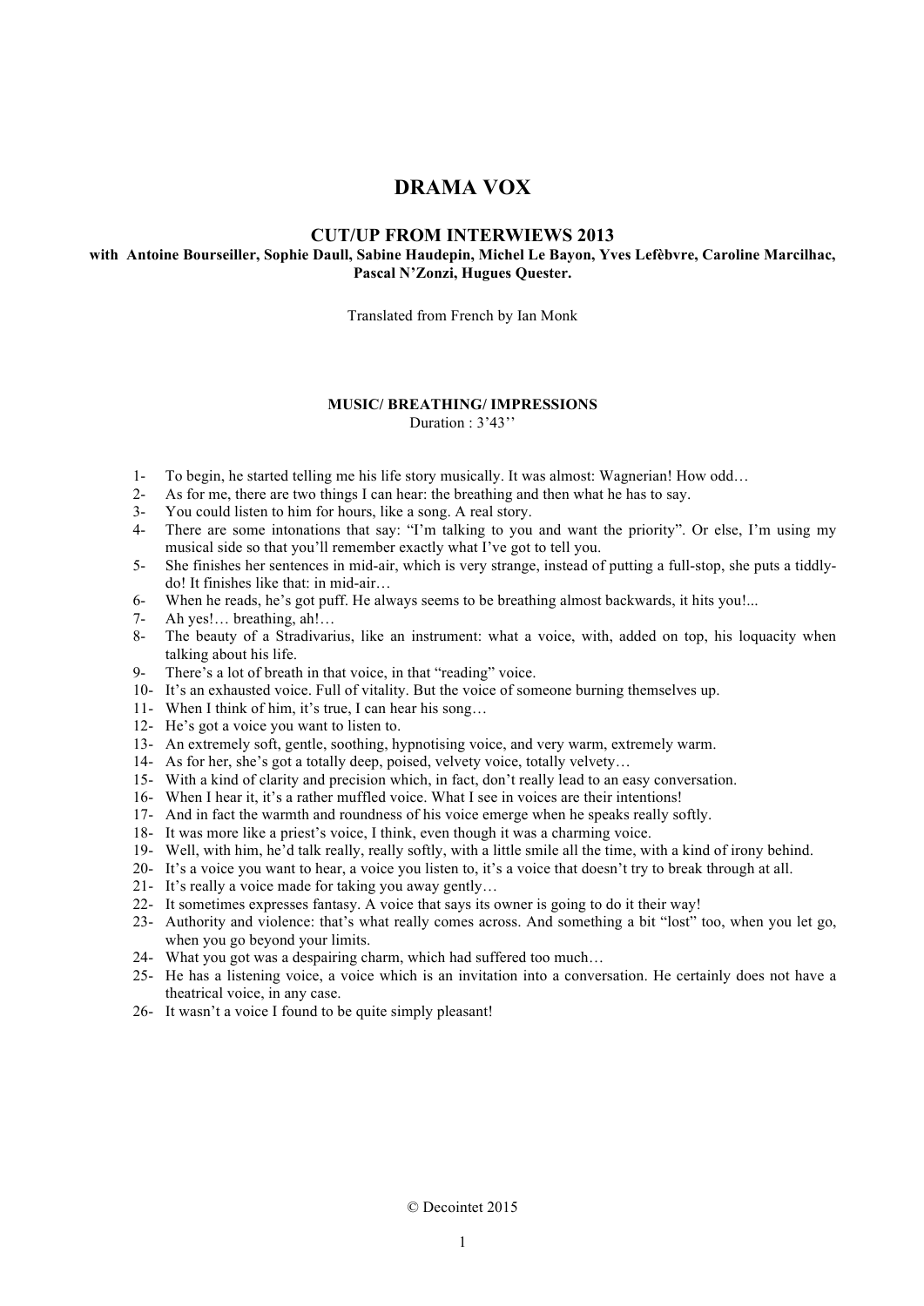# DRAMA VOX

## CUT/UP FROM INTERWIEWS 2013

**with Antoine Bourseiller, Sophie Daull, Sabine Haudepin, Michel Le Bayon, Yves Lefèbvre, Caroline Marcilhac, Pascal N'Zonzi, Hugues Quester.**

Translated from French by Ian Monk

### MUSIC/ BREATHING/ IMPRESSIONS

Duration : 3'43''

1- To begin, he started telling me his life story musically. It was almost: Wagnerian! How odd…
2- As for me, there are two things I can hear: the breathing and then what he has to say.
3- You could listen to him for hours, like a song. A real story.
4- There are some intonations that say: "I'm talking to you and want the priority". Or else, I'm using my musical side so that you'll remember exactly what I've got to tell you.
5- She finishes her sentences in mid-air, which is very strange, instead of putting a full-stop, she puts a tiddly-do! It finishes like that: in mid-air…
6- When he reads, he's got puff. He always seems to be breathing almost backwards, it hits you!...
7- Ah yes!… breathing, ah!…
8- The beauty of a Stradivarius, like an instrument: what a voice, with, added on top, his loquacity when talking about his life.
9- There's a lot of breath in that voice, in that "reading" voice.
10- It's an exhausted voice. Full of vitality. But the voice of someone burning themselves up.
11- When I think of him, it's true, I can hear his song…
12- He's got a voice you want to listen to.
13- An extremely soft, gentle, soothing, hypnotising voice, and very warm, extremely warm.
14- As for her, she's got a totally deep, poised, velvety voice, totally velvety…
15- With a kind of clarity and precision which, in fact, don't really lead to an easy conversation.
16- When I hear it, it's a rather muffled voice. What I see in voices are their intentions!
17- And in fact the warmth and roundness of his voice emerge when he speaks really softly.
18- It was more like a priest's voice, I think, even though it was a charming voice.
19- Well, with him, he'd talk really, really softly, with a little smile all the time, with a kind of irony behind.
20- It's a voice you want to hear, a voice you listen to, it's a voice that doesn't try to break through at all.
21- It's really a voice made for taking you away gently…
22- It sometimes expresses fantasy. A voice that says its owner is going to do it their way!
23- Authority and violence: that's what really comes across. And something a bit "lost" too, when you let go, when you go beyond your limits.
24- What you got was a despairing charm, which had suffered too much…
25- He has a listening voice, a voice which is an invitation into a conversation. He certainly does not have a theatrical voice, in any case.
26- It wasn't a voice I found to be quite simply pleasant!

© Decointet 2015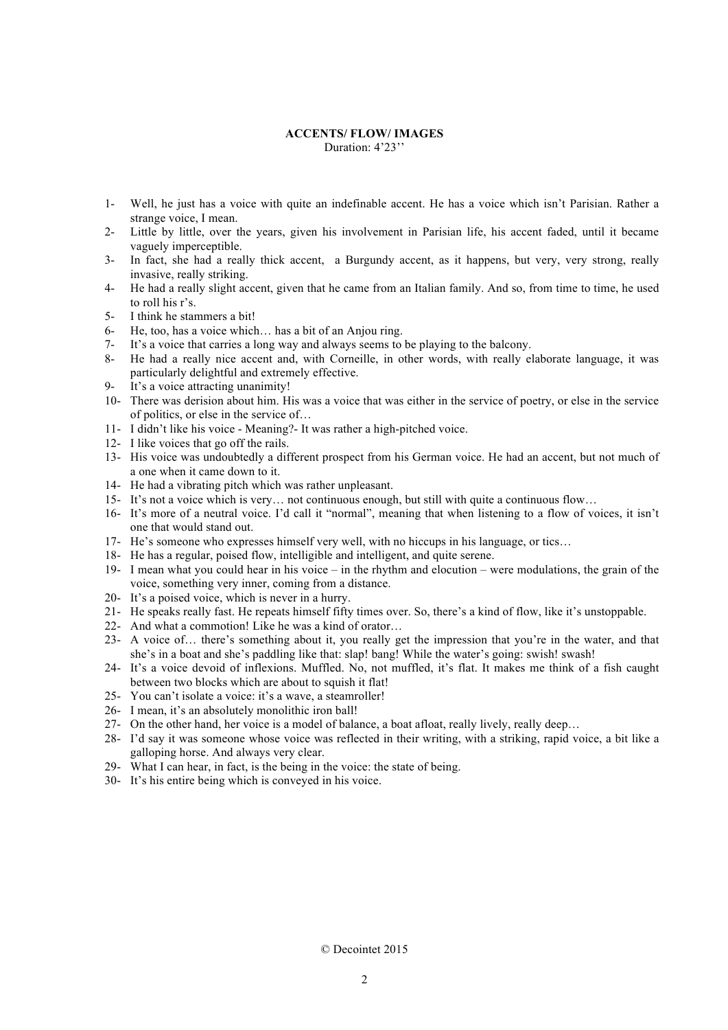**ACCENTS/ FLOW/ IMAGES**

Duration: 4'23''

1- Well, he just has a voice with quite an indefinable accent. He has a voice which isn't Parisian. Rather a strange voice, I mean.
2- Little by little, over the years, given his involvement in Parisian life, his accent faded, until it became vaguely imperceptible.
3- In fact, she had a really thick accent, a Burgundy accent, as it happens, but very, very strong, really invasive, really striking.
4- He had a really slight accent, given that he came from an Italian family. And so, from time to time, he used to roll his r's.
5- I think he stammers a bit!
6- He, too, has a voice which… has a bit of an Anjou ring.
7- It's a voice that carries a long way and always seems to be playing to the balcony.
8- He had a really nice accent and, with Corneille, in other words, with really elaborate language, it was particularly delightful and extremely effective.
9- It's a voice attracting unanimity!
10- There was derision about him. His was a voice that was either in the service of poetry, or else in the service of politics, or else in the service of…
11- I didn't like his voice - Meaning?- It was rather a high-pitched voice.
12- I like voices that go off the rails.
13- His voice was undoubtedly a different prospect from his German voice. He had an accent, but not much of a one when it came down to it.
14- He had a vibrating pitch which was rather unpleasant.
15- It's not a voice which is very… not continuous enough, but still with quite a continuous flow…
16- It's more of a neutral voice. I'd call it "normal", meaning that when listening to a flow of voices, it isn't one that would stand out.
17- He's someone who expresses himself very well, with no hiccups in his language, or tics…
18- He has a regular, poised flow, intelligible and intelligent, and quite serene.
19- I mean what you could hear in his voice – in the rhythm and elocution – were modulations, the grain of the voice, something very inner, coming from a distance.
20- It's a poised voice, which is never in a hurry.
21- He speaks really fast. He repeats himself fifty times over. So, there's a kind of flow, like it's unstoppable.
22- And what a commotion! Like he was a kind of orator…
23- A voice of… there's something about it, you really get the impression that you're in the water, and that she's in a boat and she's paddling like that: slap! bang! While the water's going: swish! swash!
24- It's a voice devoid of inflexions. Muffled. No, not muffled, it's flat. It makes me think of a fish caught between two blocks which are about to squish it flat!
25- You can't isolate a voice: it's a wave, a steamroller!
26- I mean, it's an absolutely monolithic iron ball!
27- On the other hand, her voice is a model of balance, a boat afloat, really lively, really deep…
28- I'd say it was someone whose voice was reflected in their writing, with a striking, rapid voice, a bit like a galloping horse. And always very clear.
29- What I can hear, in fact, is the being in the voice: the state of being.
30- It's his entire being which is conveyed in his voice.

© Decointet 2015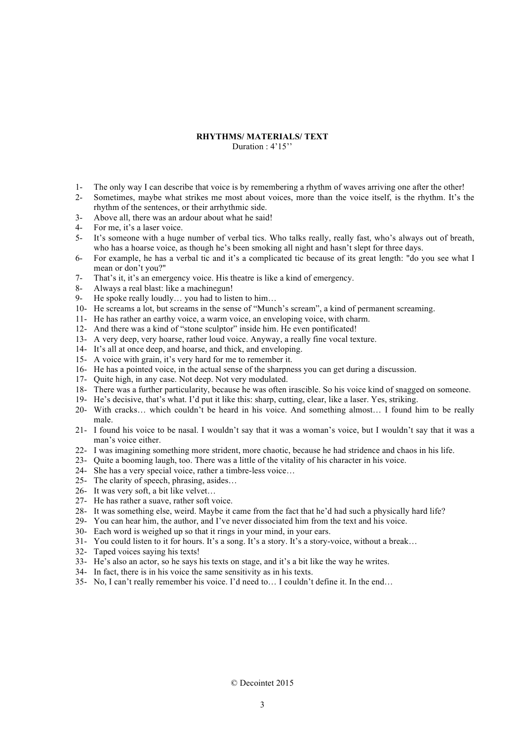**RHYTHMS/ MATERIALS/ TEXT**

Duration : 4'15''

1- The only way I can describe that voice is by remembering a rhythm of waves arriving one after the other!
2- Sometimes, maybe what strikes me most about voices, more than the voice itself, is the rhythm. It's the rhythm of the sentences, or their arrhythmic side.
3- Above all, there was an ardour about what he said!
4- For me, it's a laser voice.
5- It's someone with a huge number of verbal tics. Who talks really, really fast, who's always out of breath, who has a hoarse voice, as though he's been smoking all night and hasn't slept for three days.
6- For example, he has a verbal tic and it's a complicated tic because of its great length: "do you see what I mean or don't you?"
7- That's it, it's an emergency voice. His theatre is like a kind of emergency.
8- Always a real blast: like a machinegun!
9- He spoke really loudly… you had to listen to him…
10- He screams a lot, but screams in the sense of "Munch's scream", a kind of permanent screaming.
11- He has rather an earthy voice, a warm voice, an enveloping voice, with charm.
12- And there was a kind of "stone sculptor" inside him. He even pontificated!
13- A very deep, very hoarse, rather loud voice. Anyway, a really fine vocal texture.
14- It's all at once deep, and hoarse, and thick, and enveloping.
15- A voice with grain, it's very hard for me to remember it.
16- He has a pointed voice, in the actual sense of the sharpness you can get during a discussion.
17- Quite high, in any case. Not deep. Not very modulated.
18- There was a further particularity, because he was often irascible. So his voice kind of snagged on someone.
19- He's decisive, that's what. I'd put it like this: sharp, cutting, clear, like a laser. Yes, striking.
20- With cracks… which couldn't be heard in his voice. And something almost… I found him to be really male.
21- I found his voice to be nasal. I wouldn't say that it was a woman's voice, but I wouldn't say that it was a man's voice either.
22- I was imagining something more strident, more chaotic, because he had stridence and chaos in his life.
23- Quite a booming laugh, too. There was a little of the vitality of his character in his voice.
24- She has a very special voice, rather a timbre-less voice…
25- The clarity of speech, phrasing, asides…
26- It was very soft, a bit like velvet…
27- He has rather a suave, rather soft voice.
28- It was something else, weird. Maybe it came from the fact that he'd had such a physically hard life?
29- You can hear him, the author, and I've never dissociated him from the text and his voice.
30- Each word is weighed up so that it rings in your mind, in your ears.
31- You could listen to it for hours. It's a song. It's a story. It's a story-voice, without a break…
32- Taped voices saying his texts!
33- He's also an actor, so he says his texts on stage, and it's a bit like the way he writes.
34- In fact, there is in his voice the same sensitivity as in his texts.
35- No, I can't really remember his voice. I'd need to… I couldn't define it. In the end…

© Decointet 2015